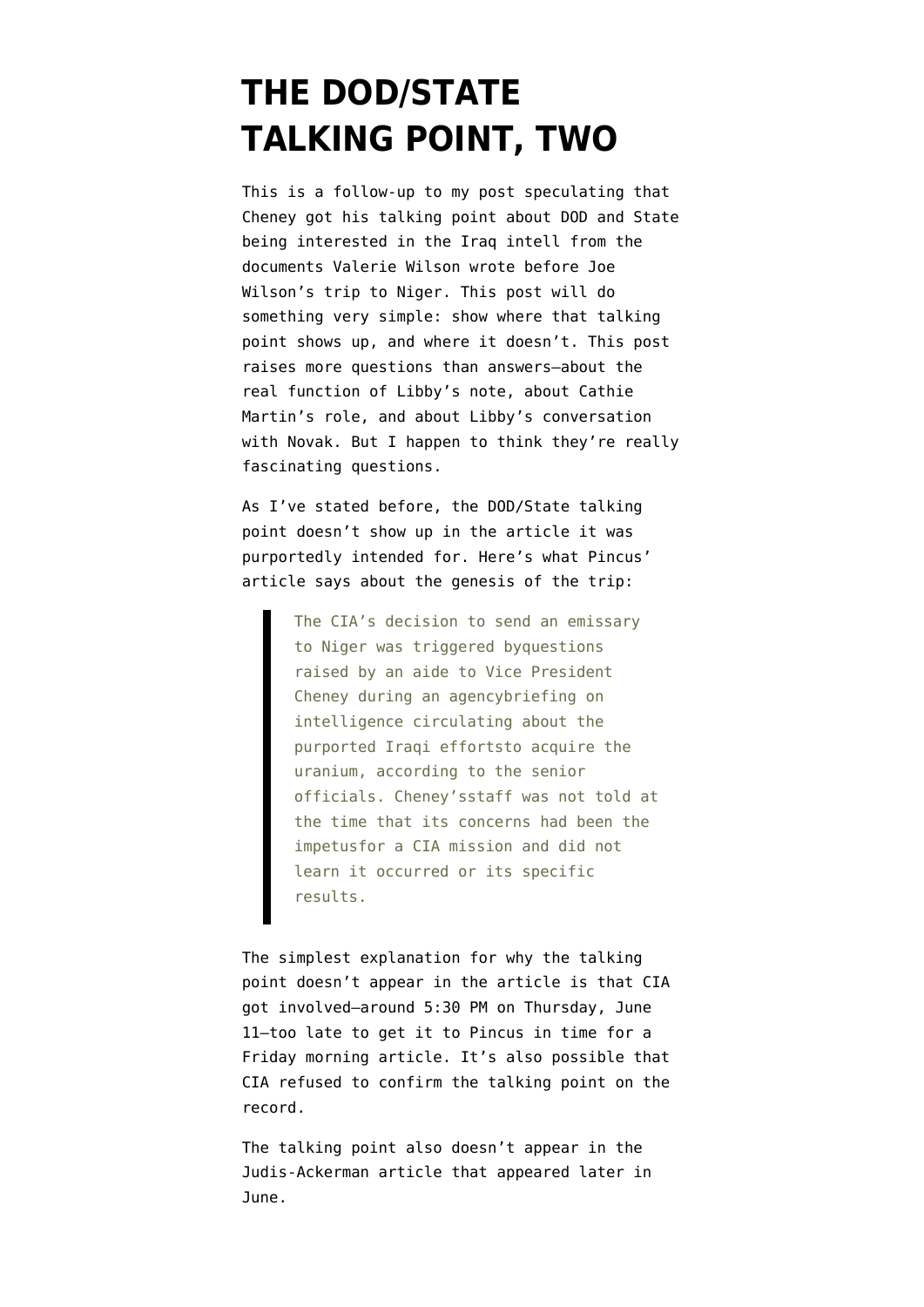# THE DOD/STATE TALKING POINT, TWO

This is a follow-up to my post speculating that Cheney got his talking point about DOD and State being interested in the Iraq intell from the documents Valerie Wilson wrote before Joe Wilson's trip to Niger. This post will do something very simple: show where that talking point shows up, and where it doesn't. This post raises more questions than answers—about the real function of Libby's note, about Cathie Martin's role, and about Libby's conversation with Novak. But I happen to think they're really fascinating questions.

As I've stated before, the DOD/State talking point doesn't show up in the article it was purportedly intended for. Here's what Pincus' article says about the genesis of the trip:

> The CIA's decision to send an emissary to Niger was triggered byquestions raised by an aide to Vice President Cheney during an agencybriefing on intelligence circulating about the purported Iraqi effortsto acquire the uranium, according to the senior officials. Cheney'sstaff was not told at the time that its concerns had been the impetusfor a CIA mission and did not learn it occurred or its specific results.

The simplest explanation for why the talking point doesn't appear in the article is that CIA got involved—around 5:30 PM on Thursday, June 11—too late to get it to Pincus in time for a Friday morning article. It's also possible that CIA refused to confirm the talking point on the record.

The talking point also doesn't appear in the Judis-Ackerman article that appeared later in June.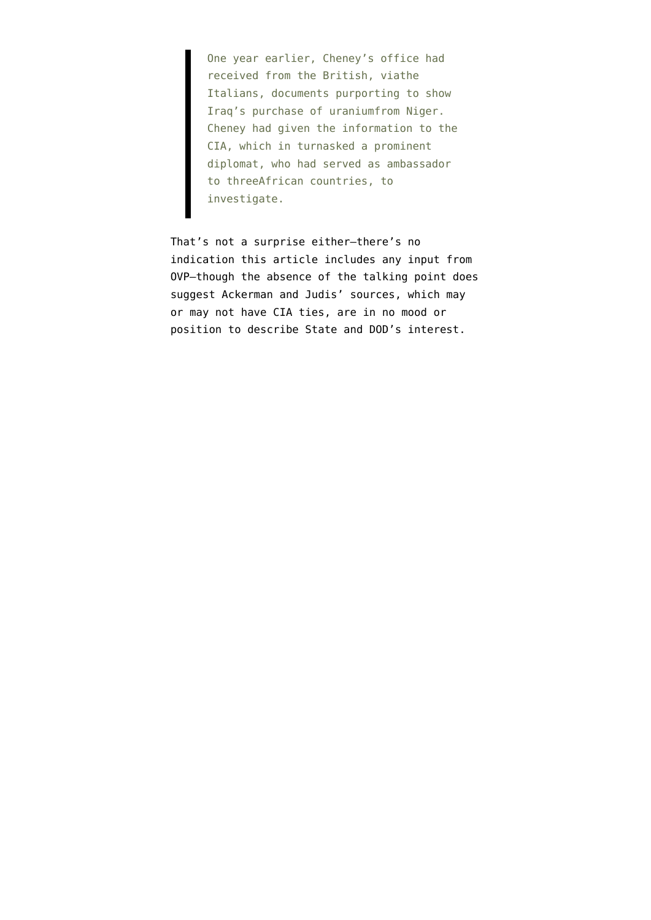> One year earlier, Cheney's office had received from the British, viathe Italians, documents purporting to show Iraq's purchase of uraniumfrom Niger. Cheney had given the information to the CIA, which in turnasked a prominent diplomat, who had served as ambassador to threeAfrican countries, to investigate.

That's not a surprise either–there's no indication this article includes any input from OVP–though the absence of the talking point does suggest Ackerman and Judis' sources, which may or may not have CIA ties, are in no mood or position to describe State and DOD's interest.